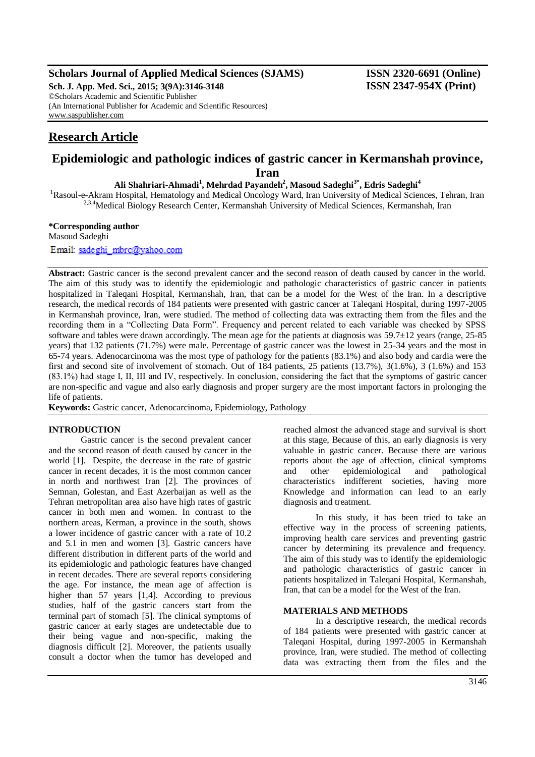## Research Article

# Epidemiologic and pathologic indices of gastric cancer in Kermanshah province, Iran

**Ali Shahriari-Ahmadi[1], Mehrdad Payandeh[2], Masoud Sadeghi[3*], Edris Sadeghi[4]**

[1]Rasoul-e-Akram Hospital, Hematology and Medical Oncology Ward, Iran University of Medical Sciences, Tehran, Iran
[2,3,4]Medical Biology Research Center, Kermanshah University of Medical Sciences, Kermanshah, Iran

**\*Corresponding author**
Masoud Sadeghi
Email: sadeghi_mbrc@yahoo.com

**Abstract:** Gastric cancer is the second prevalent cancer and the second reason of death caused by cancer in the world. The aim of this study was to identify the epidemiologic and pathologic characteristics of gastric cancer in patients hospitalized in Taleqani Hospital, Kermanshah, Iran, that can be a model for the West of the Iran. In a descriptive research, the medical records of 184 patients were presented with gastric cancer at Taleqani Hospital, during 1997-2005 in Kermanshah province, Iran, were studied. The method of collecting data was extracting them from the files and the recording them in a "Collecting Data Form". Frequency and percent related to each variable was checked by SPSS software and tables were drawn accordingly. The mean age for the patients at diagnosis was 59.7±12 years (range, 25-85 years) that 132 patients (71.7%) were male. Percentage of gastric cancer was the lowest in 25-34 years and the most in 65-74 years. Adenocarcinoma was the most type of pathology for the patients (83.1%) and also body and cardia were the first and second site of involvement of stomach. Out of 184 patients, 25 patients (13.7%), 3(1.6%), 3 (1.6%) and 153 (83.1%) had stage I, II, III and IV, respectively. In conclusion, considering the fact that the symptoms of gastric cancer are non-specific and vague and also early diagnosis and proper surgery are the most important factors in prolonging the life of patients.

**Keywords:** Gastric cancer, Adenocarcinoma, Epidemiology, Pathology

## INTRODUCTION

Gastric cancer is the second prevalent cancer and the second reason of death caused by cancer in the world [1]. Despite, the decrease in the rate of gastric cancer in recent decades, it is the most common cancer in north and northwest Iran [2]. The provinces of Semnan, Golestan, and East Azerbaijan as well as the Tehran metropolitan area also have high rates of gastric cancer in both men and women. In contrast to the northern areas, Kerman, a province in the south, shows a lower incidence of gastric cancer with a rate of 10.2 and 5.1 in men and women [3]. Gastric cancers have different distribution in different parts of the world and its epidemiologic and pathologic features have changed in recent decades. There are several reports considering the age. For instance, the mean age of affection is higher than 57 years [1,4]. According to previous studies, half of the gastric cancers start from the terminal part of stomach [5]. The clinical symptoms of gastric cancer at early stages are undetectable due to their being vague and non-specific, making the diagnosis difficult [2]. Moreover, the patients usually consult a doctor when the tumor has developed and reached almost the advanced stage and survival is short at this stage, Because of this, an early diagnosis is very valuable in gastric cancer. Because there are various reports about the age of affection, clinical symptoms and other epidemiological and pathological characteristics indifferent societies, having more Knowledge and information can lead to an early diagnosis and treatment.

In this study, it has been tried to take an effective way in the process of screening patients, improving health care services and preventing gastric cancer by determining its prevalence and frequency. The aim of this study was to identify the epidemiologic and pathologic characteristics of gastric cancer in patients hospitalized in Taleqani Hospital, Kermanshah, Iran, that can be a model for the West of the Iran.

## MATERIALS AND METHODS

In a descriptive research, the medical records of 184 patients were presented with gastric cancer at Taleqani Hospital, during 1997-2005 in Kermanshah province, Iran, were studied. The method of collecting data was extracting them from the files and the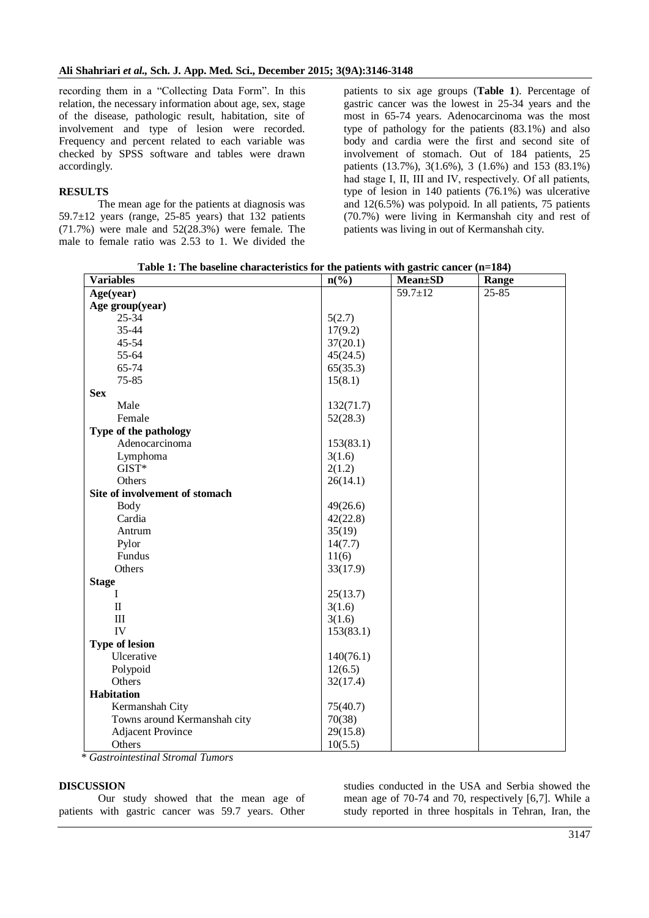recording them in a "Collecting Data Form". In this relation, the necessary information about age, sex, stage of the disease, pathologic result, habitation, site of involvement and type of lesion were recorded. Frequency and percent related to each variable was checked by SPSS software and tables were drawn accordingly.

## RESULTS

The mean age for the patients at diagnosis was 59.7±12 years (range, 25-85 years) that 132 patients (71.7%) were male and 52(28.3%) were female. The male to female ratio was 2.53 to 1. We divided the patients to six age groups (**Table 1**). Percentage of gastric cancer was the lowest in 25-34 years and the most in 65-74 years. Adenocarcinoma was the most type of pathology for the patients (83.1%) and also body and cardia were the first and second site of involvement of stomach. Out of 184 patients, 25 patients (13.7%), 3(1.6%), 3 (1.6%) and 153 (83.1%) had stage I, II, III and IV, respectively. Of all patients, type of lesion in 140 patients (76.1%) was ulcerative and 12(6.5%) was polypoid. In all patients, 75 patients (70.7%) were living in Kermanshah city and rest of patients was living in out of Kermanshah city.

**Table 1: The baseline characteristics for the patients with gastric cancer (n=184)**

| Variables | n(%) | Mean±SD | Range |
|---|---|---|---|
| **Age(year)** | | 59.7±12 | 25-85 |
| **Age group(year)** | | | |
| 25-34 | 5(2.7) | | |
| 35-44 | 17(9.2) | | |
| 45-54 | 37(20.1) | | |
| 55-64 | 45(24.5) | | |
| 65-74 | 65(35.3) | | |
| 75-85 | 15(8.1) | | |
| **Sex** | | | |
| Male | 132(71.7) | | |
| Female | 52(28.3) | | |
| **Type of the pathology** | | | |
| Adenocarcinoma | 153(83.1) | | |
| Lymphoma | 3(1.6) | | |
| GIST* | 2(1.2) | | |
| Others | 26(14.1) | | |
| **Site of involvement of stomach** | | | |
| Body | 49(26.6) | | |
| Cardia | 42(22.8) | | |
| Antrum | 35(19) | | |
| Pylor | 14(7.7) | | |
| Fundus | 11(6) | | |
| Others | 33(17.9) | | |
| **Stage** | | | |
| I | 25(13.7) | | |
| II | 3(1.6) | | |
| III | 3(1.6) | | |
| IV | 153(83.1) | | |
| **Type of lesion** | | | |
| Ulcerative | 140(76.1) | | |
| Polypoid | 12(6.5) | | |
| Others | 32(17.4) | | |
| **Habitation** | | | |
| Kermanshah City | 75(40.7) | | |
| Towns around Kermanshah city | 70(38) | | |
| Adjacent Province | 29(15.8) | | |
| Others | 10(5.5) | | |

*\* Gastrointestinal Stromal Tumors*

## DISCUSSION

Our study showed that the mean age of patients with gastric cancer was 59.7 years. Other studies conducted in the USA and Serbia showed the mean age of 70-74 and 70, respectively [6,7]. While a study reported in three hospitals in Tehran, Iran, the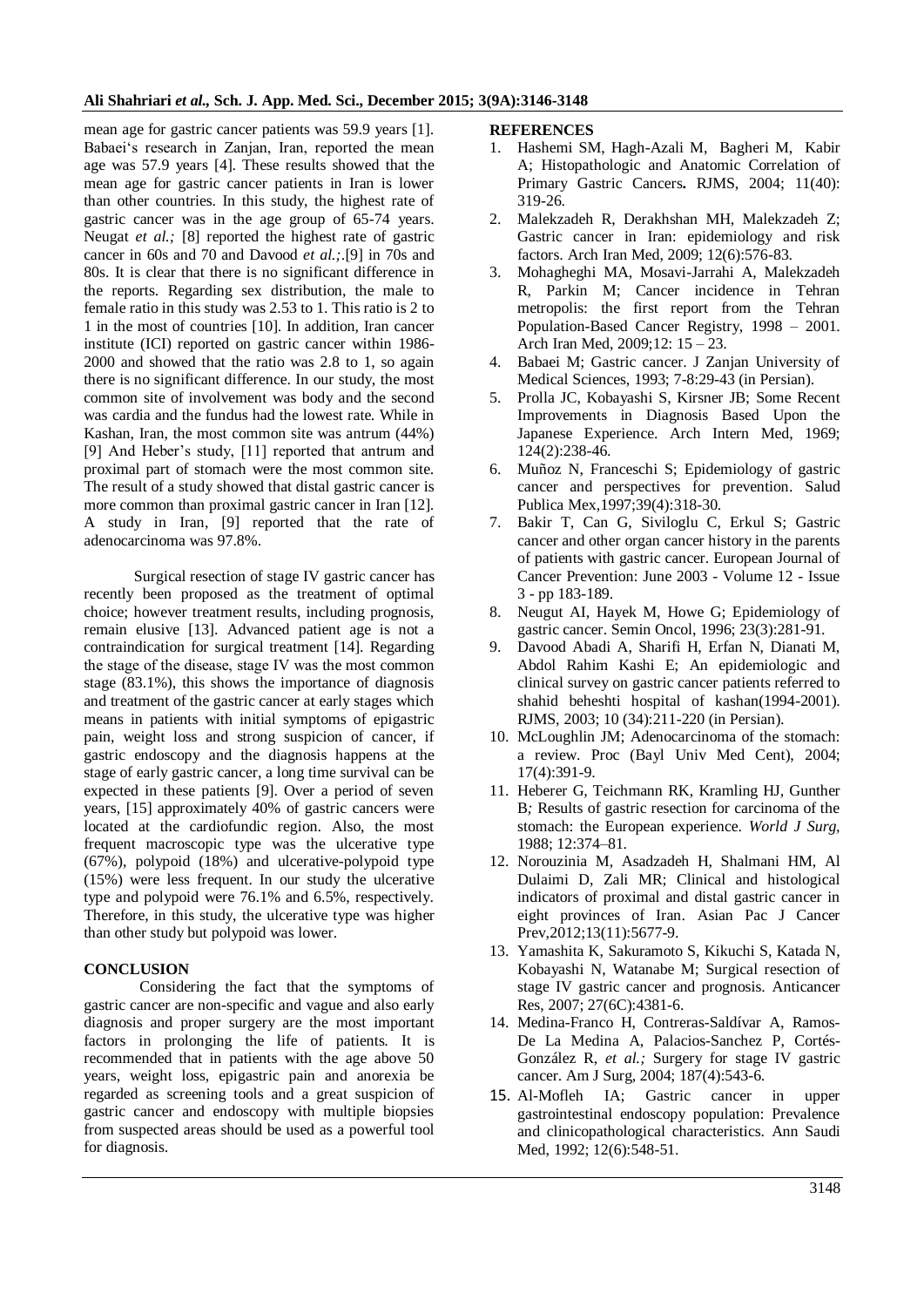mean age for gastric cancer patients was 59.9 years [1]. Babaei's research in Zanjan, Iran, reported the mean age was 57.9 years [4]. These results showed that the mean age for gastric cancer patients in Iran is lower than other countries. In this study, the highest rate of gastric cancer was in the age group of 65-74 years. Neugat *et al.;* [8] reported the highest rate of gastric cancer in 60s and 70 and Davood *et al.;*.[9] in 70s and 80s. It is clear that there is no significant difference in the reports. Regarding sex distribution, the male to female ratio in this study was 2.53 to 1. This ratio is 2 to 1 in the most of countries [10]. In addition, Iran cancer institute (ICI) reported on gastric cancer within 1986-2000 and showed that the ratio was 2.8 to 1, so again there is no significant difference. In our study, the most common site of involvement was body and the second was cardia and the fundus had the lowest rate. While in Kashan, Iran, the most common site was antrum (44%) [9] And Heber's study, [11] reported that antrum and proximal part of stomach were the most common site. The result of a study showed that distal gastric cancer is more common than proximal gastric cancer in Iran [12]. A study in Iran, [9] reported that the rate of adenocarcinoma was 97.8%.

Surgical resection of stage IV gastric cancer has recently been proposed as the treatment of optimal choice; however treatment results, including prognosis, remain elusive [13]. Advanced patient age is not a contraindication for surgical treatment [14]. Regarding the stage of the disease, stage IV was the most common stage (83.1%), this shows the importance of diagnosis and treatment of the gastric cancer at early stages which means in patients with initial symptoms of epigastric pain, weight loss and strong suspicion of cancer, if gastric endoscopy and the diagnosis happens at the stage of early gastric cancer, a long time survival can be expected in these patients [9]. Over a period of seven years, [15] approximately 40% of gastric cancers were located at the cardiofundic region. Also, the most frequent macroscopic type was the ulcerative type (67%), polypoid (18%) and ulcerative-polypoid type (15%) were less frequent. In our study the ulcerative type and polypoid were 76.1% and 6.5%, respectively. Therefore, in this study, the ulcerative type was higher than other study but polypoid was lower.

## CONCLUSION

Considering the fact that the symptoms of gastric cancer are non-specific and vague and also early diagnosis and proper surgery are the most important factors in prolonging the life of patients. It is recommended that in patients with the age above 50 years, weight loss, epigastric pain and anorexia be regarded as screening tools and a great suspicion of gastric cancer and endoscopy with multiple biopsies from suspected areas should be used as a powerful tool for diagnosis.

## REFERENCES

1. Hashemi SM, Hagh-Azali M, Bagheri M, Kabir A; Histopathologic and Anatomic Correlation of Primary Gastric Cancers**.** RJMS, 2004; 11(40): 319-26.
2. Malekzadeh R, Derakhshan MH, Malekzadeh Z; Gastric cancer in Iran: epidemiology and risk factors. Arch Iran Med, 2009; 12(6):576-83.
3. Mohagheghi MA, Mosavi-Jarrahi A, Malekzadeh R, Parkin M; Cancer incidence in Tehran metropolis: the first report from the Tehran Population-Based Cancer Registry, 1998 – 2001. Arch Iran Med, 2009;12: 15 – 23.
4. Babaei M; Gastric cancer. J Zanjan University of Medical Sciences, 1993; 7-8:29-43 (in Persian).
5. Prolla JC, Kobayashi S, Kirsner JB; Some Recent Improvements in Diagnosis Based Upon the Japanese Experience. Arch Intern Med, 1969; 124(2):238-46.
6. Muñoz N, Franceschi S; Epidemiology of gastric cancer and perspectives for prevention. Salud Publica Mex,1997;39(4):318-30.
7. Bakir T, Can G, Siviloglu C, Erkul S; Gastric cancer and other organ cancer history in the parents of patients with gastric cancer. European Journal of Cancer Prevention: June 2003 - Volume 12 - Issue 3 - pp 183-189.
8. Neugut AI, Hayek M, Howe G; Epidemiology of gastric cancer. Semin Oncol, 1996; 23(3):281-91.
9. Davood Abadi A, Sharifi H, Erfan N, Dianati M, Abdol Rahim Kashi E; An epidemiologic and clinical survey on gastric cancer patients referred to shahid beheshti hospital of kashan(1994-2001). RJMS, 2003; 10 (34):211-220 (in Persian).
10. McLoughlin JM; Adenocarcinoma of the stomach: a review. Proc (Bayl Univ Med Cent), 2004; 17(4):391-9.
11. Heberer G, Teichmann RK, Kramling HJ, Gunther B*;* Results of gastric resection for carcinoma of the stomach: the European experience. *World J Surg,* 1988; 12:374–81.
12. Norouzinia M, Asadzadeh H, Shalmani HM, Al Dulaimi D, Zali MR; Clinical and histological indicators of proximal and distal gastric cancer in eight provinces of Iran. Asian Pac J Cancer Prev,2012;13(11):5677-9.
13. Yamashita K, Sakuramoto S, Kikuchi S, Katada N, Kobayashi N, Watanabe M; Surgical resection of stage IV gastric cancer and prognosis. Anticancer Res, 2007; 27(6C):4381-6.
14. Medina-Franco H, Contreras-Saldívar A, Ramos-De La Medina A, Palacios-Sanchez P, Cortés-González R, *et al.;* Surgery for stage IV gastric cancer. Am J Surg, 2004; 187(4):543-6.
15. Al-Mofleh IA; Gastric cancer in upper gastrointestinal endoscopy population: Prevalence and clinicopathological characteristics. Ann Saudi Med, 1992; 12(6):548-51.